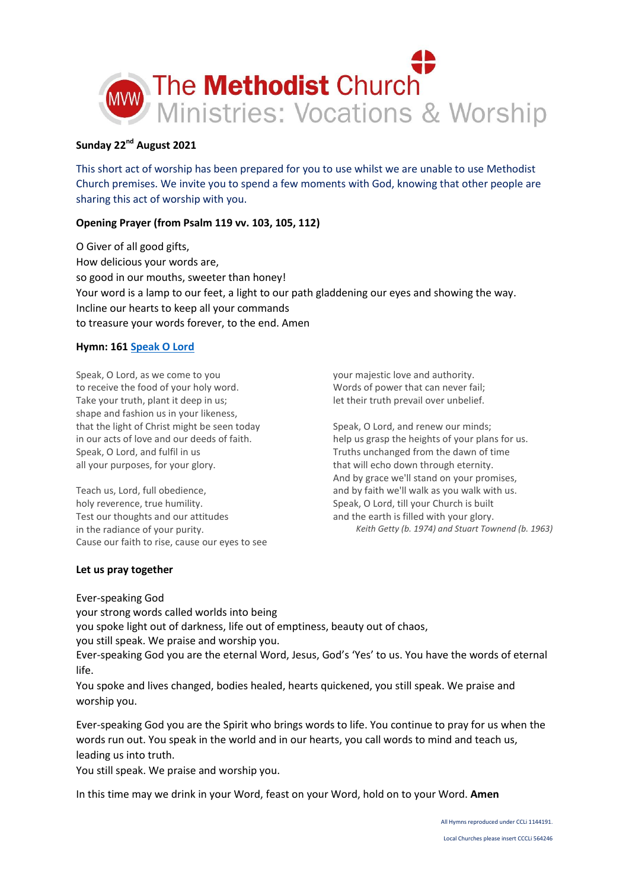# The Methodist Church
## Ministries: Vocations & Worship

**Sunday 22nd August 2021**

This short act of worship has been prepared for you to use whilst we are unable to use Methodist Church premises. We invite you to spend a few moments with God, knowing that other people are sharing this act of worship with you.

**Opening Prayer (from Psalm 119 vv. 103, 105, 112)**

O Giver of all good gifts,
How delicious your words are,
so good in our mouths, sweeter than honey!
Your word is a lamp to our feet, a light to our path gladdening our eyes and showing the way.
Incline our hearts to keep all your commands
to treasure your words forever, to the end. Amen

**Hymn: 161 Speak O Lord**

Speak, O Lord, as we come to you
to receive the food of your holy word.
Take your truth, plant it deep in us;
shape and fashion us in your likeness,
that the light of Christ might be seen today
in our acts of love and our deeds of faith.
Speak, O Lord, and fulfil in us
all your purposes, for your glory.

Teach us, Lord, full obedience,
holy reverence, true humility.
Test our thoughts and our attitudes
in the radiance of your purity.
Cause our faith to rise, cause our eyes to see
your majestic love and authority.
Words of power that can never fail;
let their truth prevail over unbelief.

Speak, O Lord, and renew our minds;
help us grasp the heights of your plans for us.
Truths unchanged from the dawn of time
that will echo down through eternity.
And by grace we'll stand on your promises,
and by faith we'll walk as you walk with us.
Speak, O Lord, till your Church is built
and the earth is filled with your glory.

*Keith Getty (b. 1974) and Stuart Townend (b. 1963)*

**Let us pray together**

Ever-speaking God
your strong words called worlds into being
you spoke light out of darkness, life out of emptiness, beauty out of chaos,
you still speak. We praise and worship you.
Ever-speaking God you are the eternal Word, Jesus, God's 'Yes' to us. You have the words of eternal life.
You spoke and lives changed, bodies healed, hearts quickened, you still speak. We praise and worship you.

Ever-speaking God you are the Spirit who brings words to life. You continue to pray for us when the words run out. You speak in the world and in our hearts, you call words to mind and teach us, leading us into truth.
You still speak. We praise and worship you.

In this time may we drink in your Word, feast on your Word, hold on to your Word. **Amen**

All Hymns reproduced under CCLi 1144191.

Local Churches please insert CCCLi 564246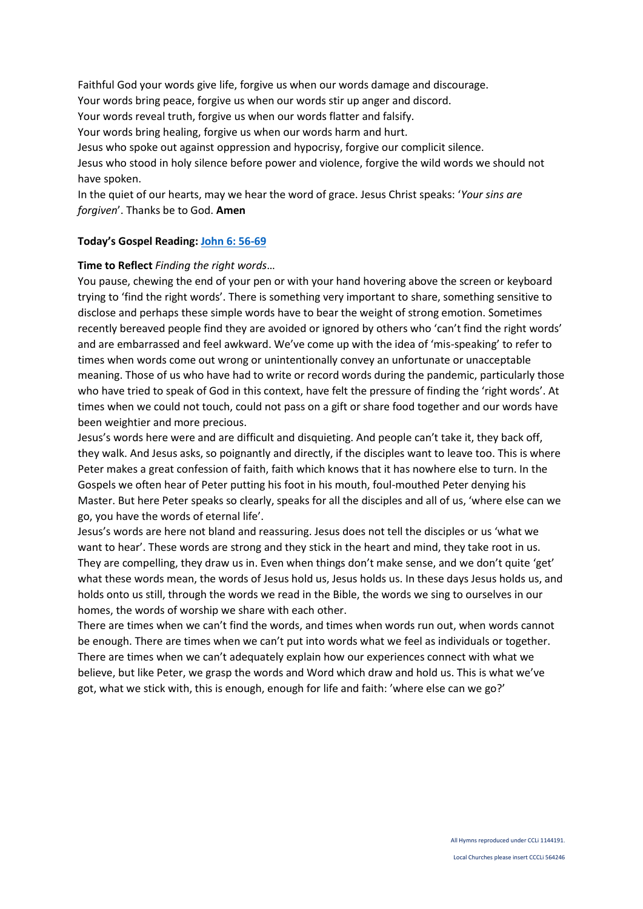Faithful God your words give life, forgive us when our words damage and discourage.
Your words bring peace, forgive us when our words stir up anger and discord.
Your words reveal truth, forgive us when our words flatter and falsify.
Your words bring healing, forgive us when our words harm and hurt.
Jesus who spoke out against oppression and hypocrisy, forgive our complicit silence.
Jesus who stood in holy silence before power and violence, forgive the wild words we should not have spoken.
In the quiet of our hearts, may we hear the word of grace. Jesus Christ speaks: '*Your sins are forgiven*'. Thanks be to God. **Amen**

**Today's Gospel Reading: John 6: 56-69**

**Time to Reflect** *Finding the right words*…

You pause, chewing the end of your pen or with your hand hovering above the screen or keyboard trying to 'find the right words'. There is something very important to share, something sensitive to disclose and perhaps these simple words have to bear the weight of strong emotion. Sometimes recently bereaved people find they are avoided or ignored by others who 'can't find the right words' and are embarrassed and feel awkward. We've come up with the idea of 'mis-speaking' to refer to times when words come out wrong or unintentionally convey an unfortunate or unacceptable meaning. Those of us who have had to write or record words during the pandemic, particularly those who have tried to speak of God in this context, have felt the pressure of finding the 'right words'. At times when we could not touch, could not pass on a gift or share food together and our words have been weightier and more precious.

Jesus's words here were and are difficult and disquieting. And people can't take it, they back off, they walk. And Jesus asks, so poignantly and directly, if the disciples want to leave too. This is where Peter makes a great confession of faith, faith which knows that it has nowhere else to turn. In the Gospels we often hear of Peter putting his foot in his mouth, foul-mouthed Peter denying his Master. But here Peter speaks so clearly, speaks for all the disciples and all of us, 'where else can we go, you have the words of eternal life'.

Jesus's words are here not bland and reassuring. Jesus does not tell the disciples or us 'what we want to hear'. These words are strong and they stick in the heart and mind, they take root in us. They are compelling, they draw us in. Even when things don't make sense, and we don't quite 'get' what these words mean, the words of Jesus hold us, Jesus holds us. In these days Jesus holds us, and holds onto us still, through the words we read in the Bible, the words we sing to ourselves in our homes, the words of worship we share with each other.

There are times when we can't find the words, and times when words run out, when words cannot be enough. There are times when we can't put into words what we feel as individuals or together. There are times when we can't adequately explain how our experiences connect with what we believe, but like Peter, we grasp the words and Word which draw and hold us. This is what we've got, what we stick with, this is enough, enough for life and faith: 'where else can we go?'

All Hymns reproduced under CCLi 1144191.

Local Churches please insert CCCLi 564246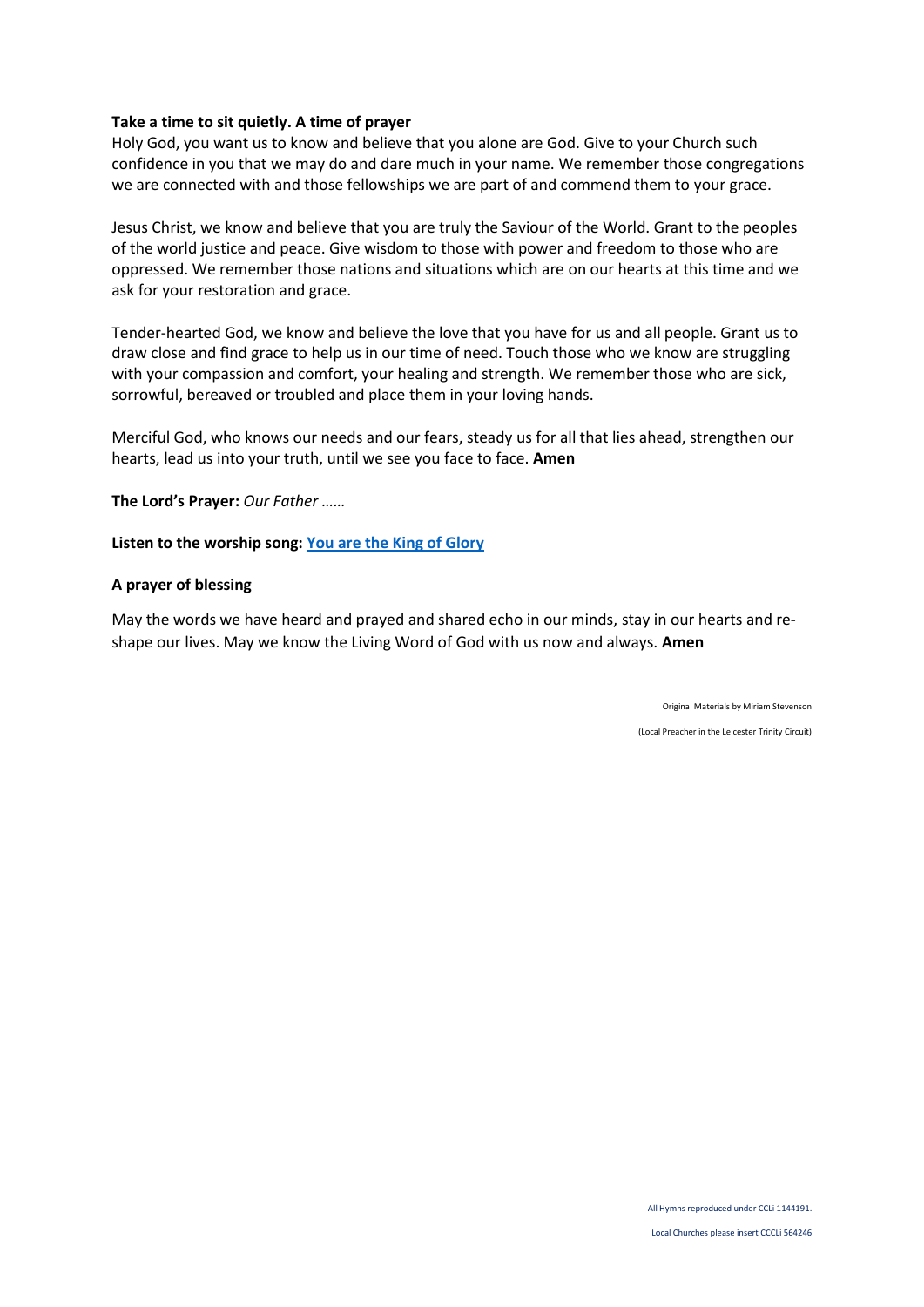**Take a time to sit quietly. A time of prayer**
Holy God, you want us to know and believe that you alone are God. Give to your Church such confidence in you that we may do and dare much in your name. We remember those congregations we are connected with and those fellowships we are part of and commend them to your grace.

Jesus Christ, we know and believe that you are truly the Saviour of the World. Grant to the peoples of the world justice and peace. Give wisdom to those with power and freedom to those who are oppressed. We remember those nations and situations which are on our hearts at this time and we ask for your restoration and grace.

Tender-hearted God, we know and believe the love that you have for us and all people. Grant us to draw close and find grace to help us in our time of need. Touch those who we know are struggling with your compassion and comfort, your healing and strength. We remember those who are sick, sorrowful, bereaved or troubled and place them in your loving hands.

Merciful God, who knows our needs and our fears, steady us for all that lies ahead, strengthen our hearts, lead us into your truth, until we see you face to face. **Amen**

**The Lord's Prayer:** *Our Father ……*

**Listen to the worship song: You are the King of Glory**

**A prayer of blessing**

May the words we have heard and prayed and shared echo in our minds, stay in our hearts and re-shape our lives. May we know the Living Word of God with us now and always. **Amen**

Original Materials by Miriam Stevenson

(Local Preacher in the Leicester Trinity Circuit)

All Hymns reproduced under CCLi 1144191.

Local Churches please insert CCCLi 564246